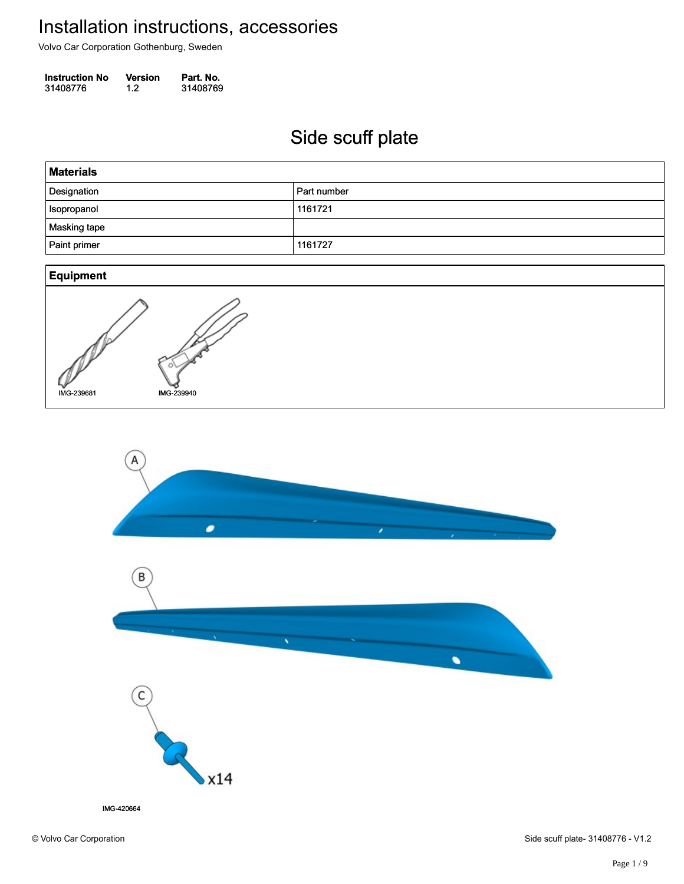# Installation instructions, accessories

Volvo Car Corporation Gothenburg, Sweden

| Instruction No | Version | Part. No. |
|---|---|---|
| 31408776 | 1.2 | 31408769 |

## Side scuff plate

| Materials | |
|---|---|
| Designation | Part number |
| Isopropanol | 1161721 |
| Masking tape | |
| Paint primer | 1161727 |

**Equipment**

IMG-239681

IMG-239940

A

B

C

x14

IMG-420664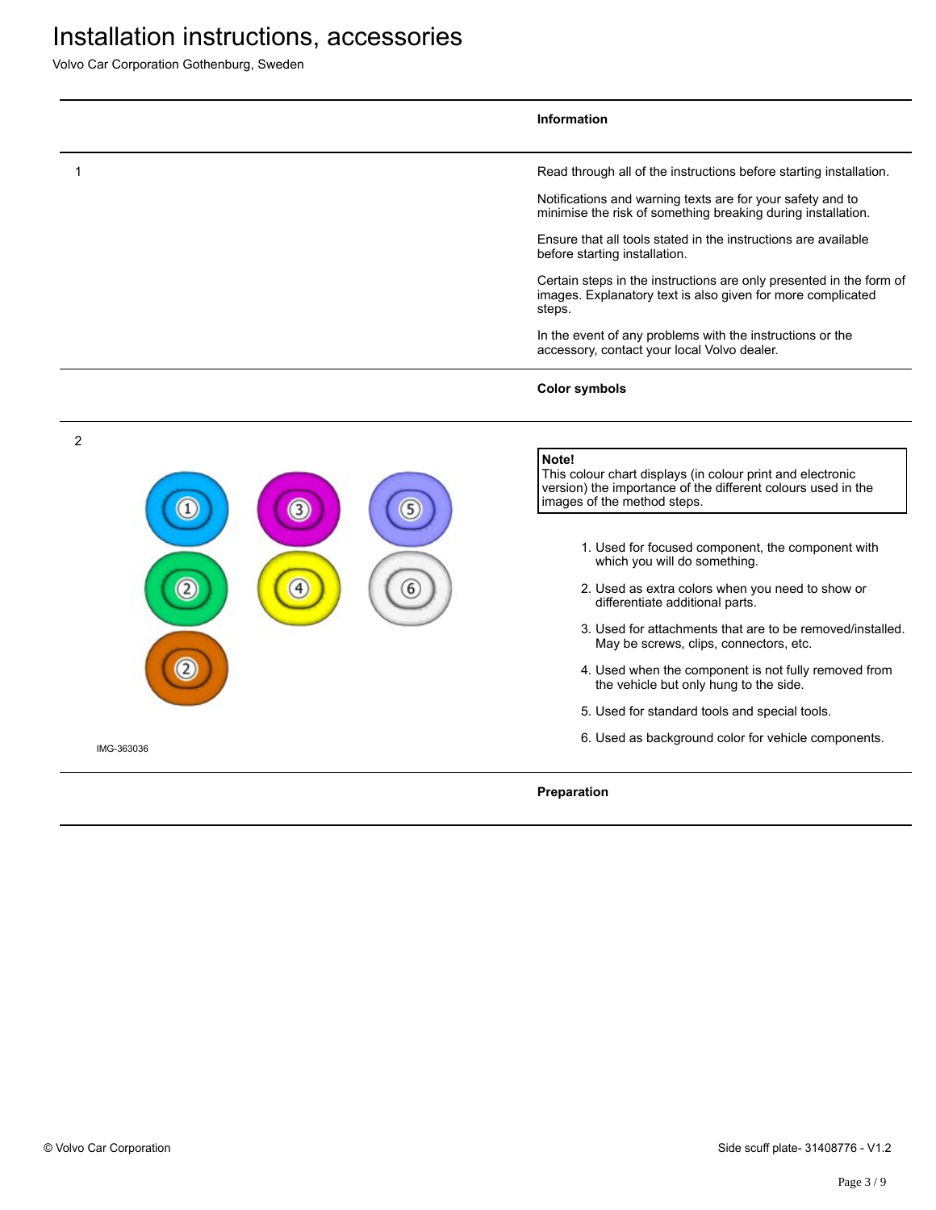# Installation instructions, accessories

Volvo Car Corporation Gothenburg, Sweden

### Information

1

Read through all of the instructions before starting installation.

Notifications and warning texts are for your safety and to minimise the risk of something breaking during installation.

Ensure that all tools stated in the instructions are available before starting installation.

Certain steps in the instructions are only presented in the form of images. Explanatory text is also given for more complicated steps.

In the event of any problems with the instructions or the accessory, contact your local Volvo dealer.

### Color symbols

2

IMG-363036

**Note!**
This colour chart displays (in colour print and electronic version) the importance of the different colours used in the images of the method steps.

1. Used for focused component, the component with which you will do something.
2. Used as extra colors when you need to show or differentiate additional parts.
3. Used for attachments that are to be removed/installed. May be screws, clips, connectors, etc.
4. Used when the component is not fully removed from the vehicle but only hung to the side.
5. Used for standard tools and special tools.
6. Used as background color for vehicle components.

### Preparation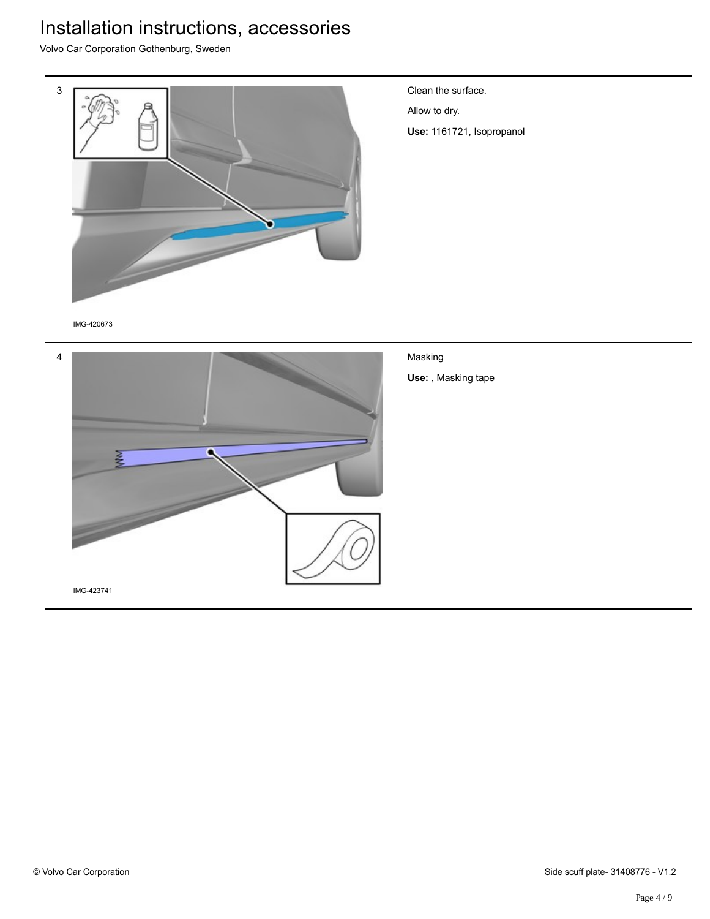3

Clean the surface.

Allow to dry.

**Use:** 1161721, Isopropanol

IMG-420673

4

Masking

**Use:** , Masking tape

IMG-423741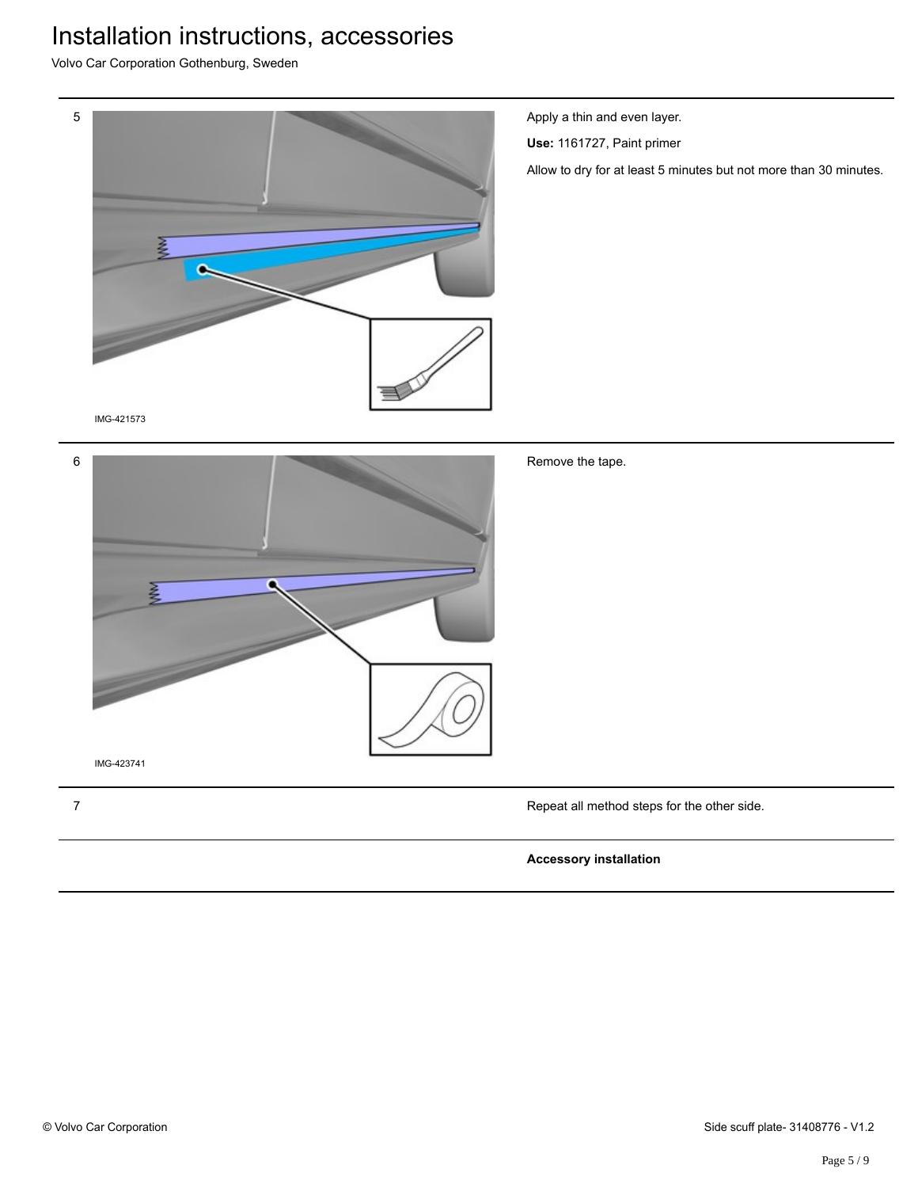| | | |
|---|---|---|
| 5 | IMG-421573 | Apply a thin and even layer.<br><br>**Use:** 1161727, Paint primer<br><br>Allow to dry for at least 5 minutes but not more than 30 minutes. |
| 6 | IMG-423741 | Remove the tape. |
| 7 | | Repeat all method steps for the other side. |
| | | **Accessory installation** |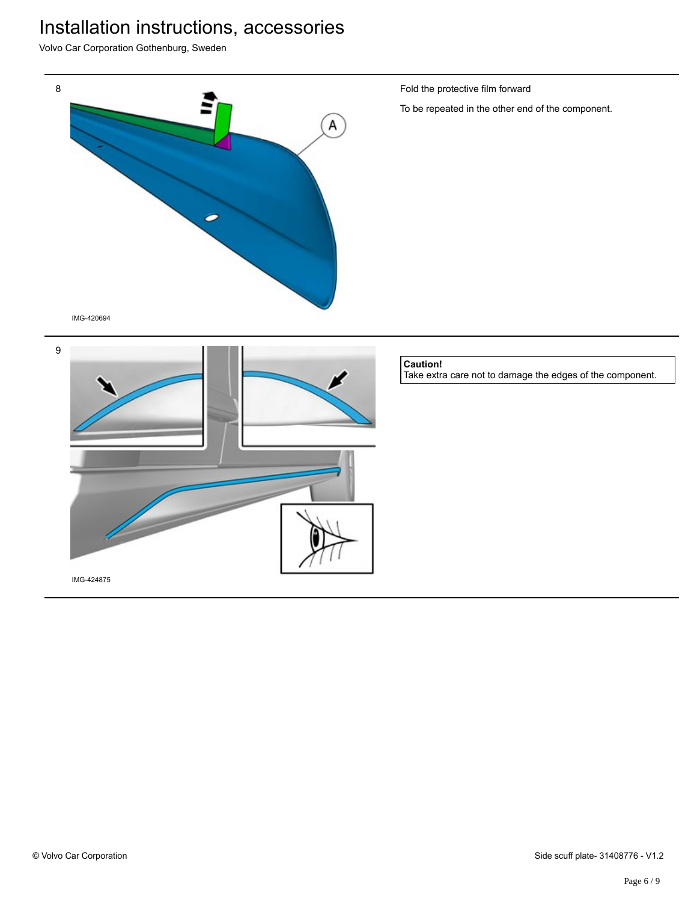# Installation instructions, accessories

Volvo Car Corporation Gothenburg, Sweden

8

A

IMG-420694

Fold the protective film forward

To be repeated in the other end of the component.

9

IMG-424875

**Caution!**
Take extra care not to damage the edges of the component.

© Volvo Car Corporation

Side scuff plate- 31408776 - V1.2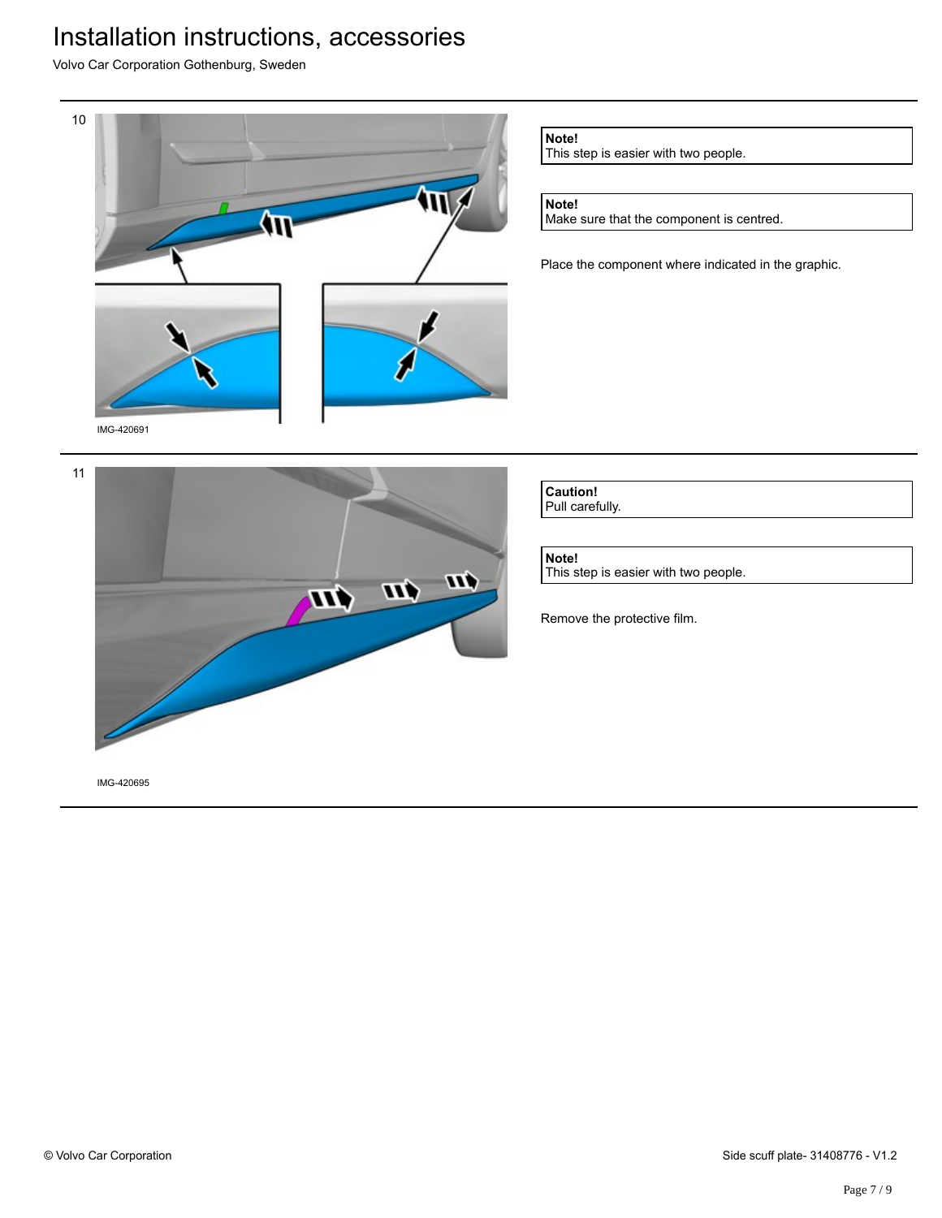10

IMG-420691

**Note!**
This step is easier with two people.

**Note!**
Make sure that the component is centred.

Place the component where indicated in the graphic.

11

IMG-420695

**Caution!**
Pull carefully.

**Note!**
This step is easier with two people.

Remove the protective film.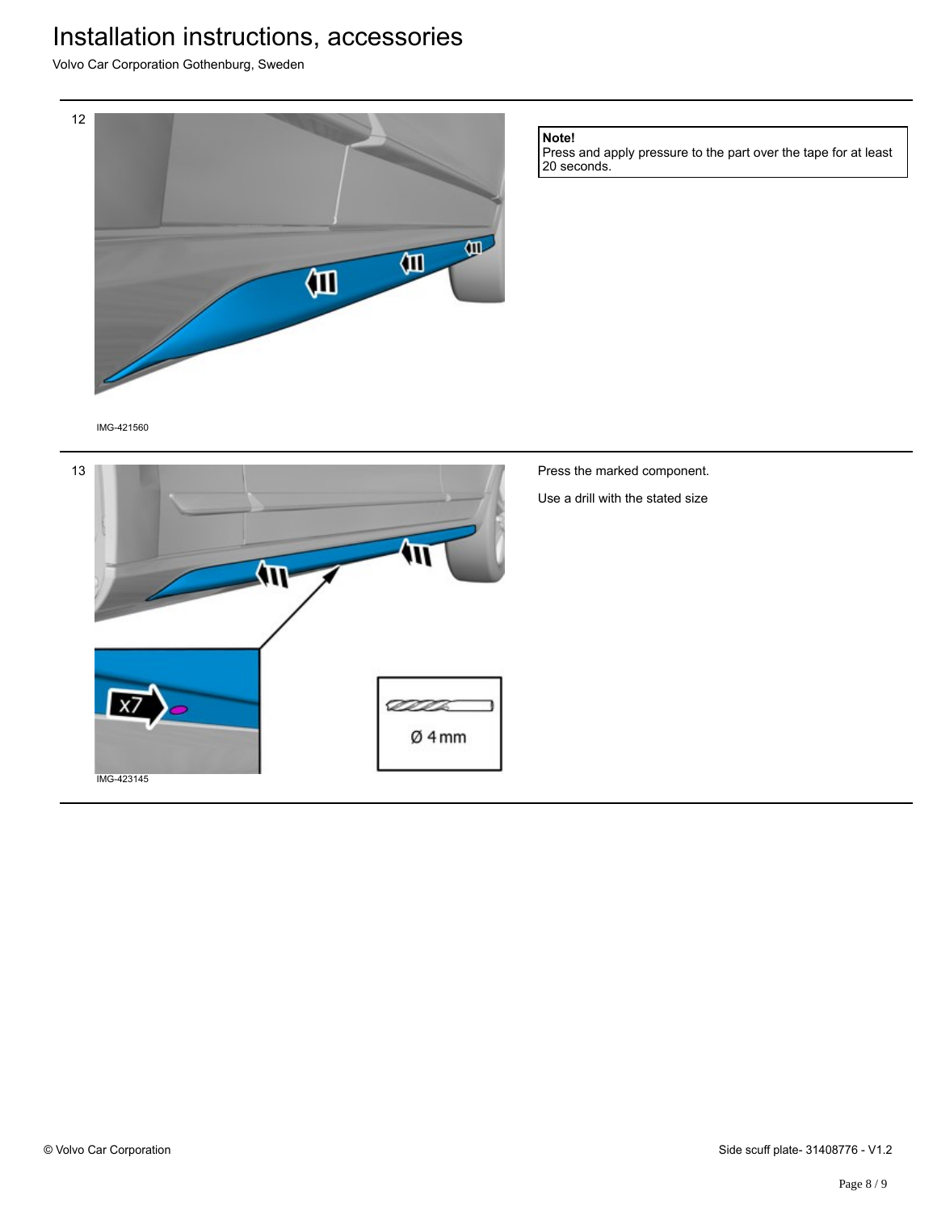12

IMG-421560

**Note!**
Press and apply pressure to the part over the tape for at least 20 seconds.

13

x7

Ø 4 mm

IMG-423145

Press the marked component.

Use a drill with the stated size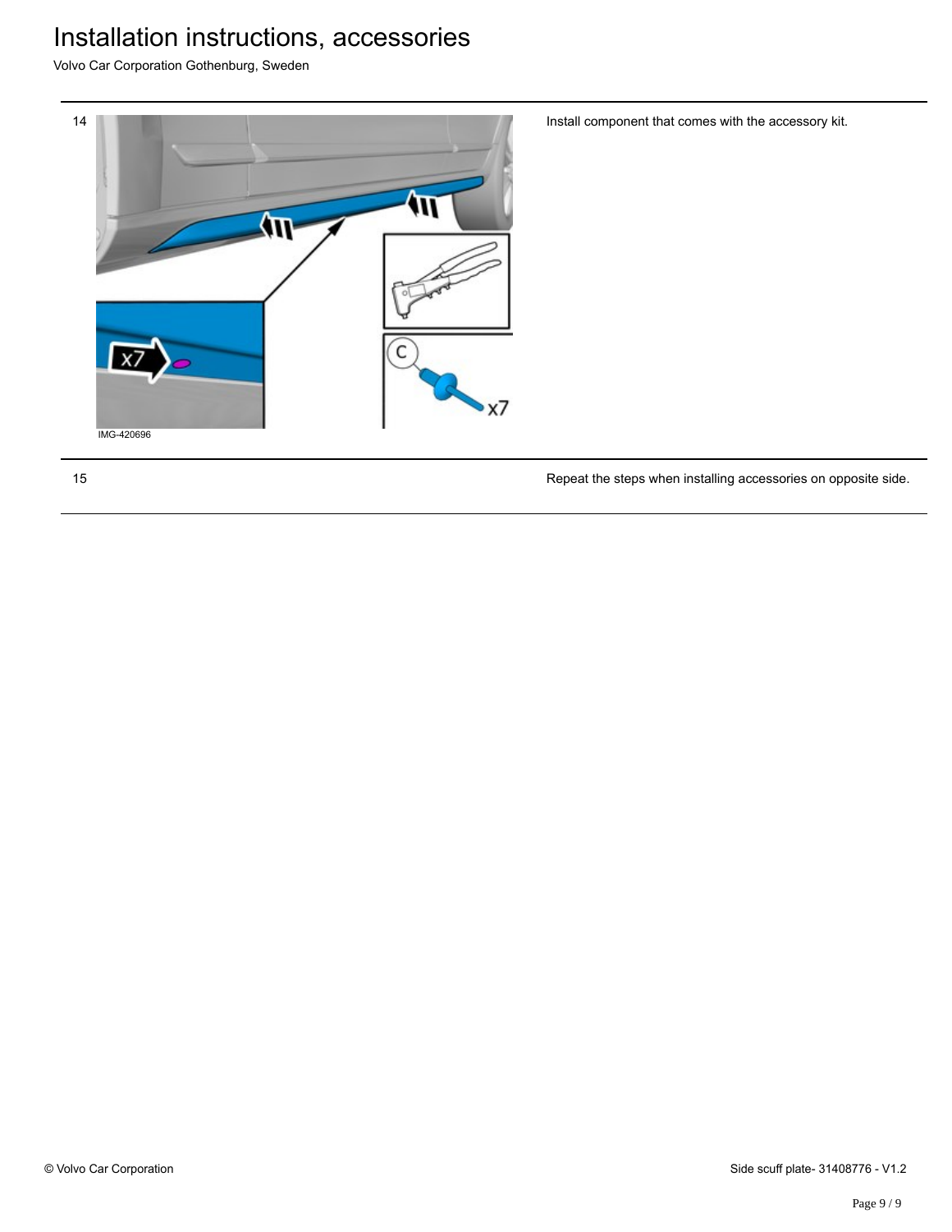| | | |
|---|---|---|
| 14 | IMG-420696 | Install component that comes with the accessory kit. |
| 15 | | Repeat the steps when installing accessories on opposite side. |